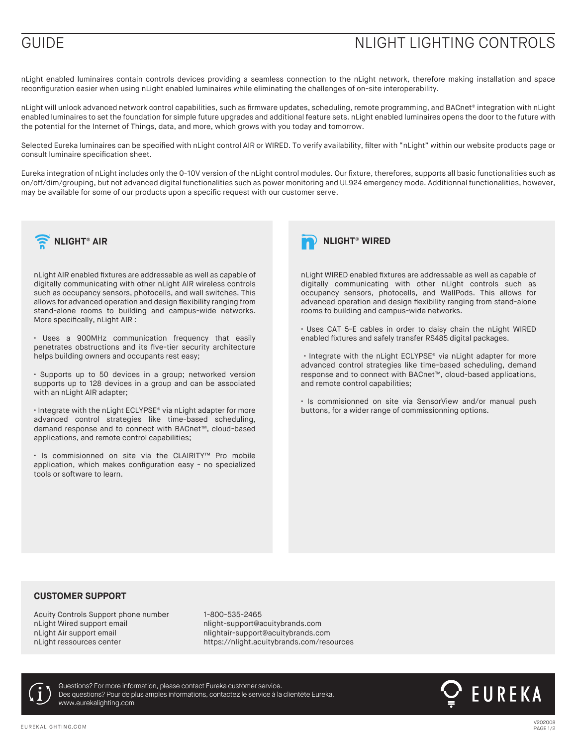# GUIDE — NLIGHT LIGHTING CONTROLS

nLight enabled luminaires contain controls devices providing a seamless connection to the nLight network, therefore making installation and space reconfiguration easier when using nLight enabled luminaires while eliminating the challenges of on-site interoperability.

nLight will unlock advanced network control capabilities, such as firmware updates, scheduling, remote programming, and BACnet® integration with nLight enabled luminaires to set the foundation for simple future upgrades and additional feature sets. nLight enabled luminaires opens the door to the future with the potential for the Internet of Things, data, and more, which grows with you today and tomorrow.

Selected Eureka luminaires can be specified with nLight control AIR or WIRED. To verify availability, filter with "nLight" within our website products page or consult luminaire specification sheet.

Eureka integration of nLight includes only the 0-10V version of the nLight control modules. Our fixture, therefores, supports all basic functionalities such as on/off/dim/grouping, but not advanced digital functionalities such as power monitoring and UL924 emergency mode. Additionnal functionalities, however, may be available for some of our products upon a specific request with our customer serve.

## NLIGHT® AIR

nLight AIR enabled fixtures are addressable as well as capable of digitally communicating with other nLight AIR wireless controls such as occupancy sensors, photocells, and wall switches. This allows for advanced operation and design flexibility ranging from stand-alone rooms to building and campus-wide networks. More specifically, nLight AIR :

- Uses a 900MHz communication frequency that easily penetrates obstructions and its five-tier security architecture helps building owners and occupants rest easy;
- Supports up to 50 devices in a group; networked version supports up to 128 devices in a group and can be associated with an nLight AIR adapter;
- Integrate with the nLight ECLYPSE® via nLight adapter for more advanced control strategies like time-based scheduling, demand response and to connect with BACnet™, cloud-based applications, and remote control capabilities;
- Is commisionned on site via the CLAIRITY™ Pro mobile application, which makes configuration easy - no specialized tools or software to learn.

## NLIGHT® WIRED

nLight WIRED enabled fixtures are addressable as well as capable of digitally communicating with other nLight controls such as occupancy sensors, photocells, and WallPods. This allows for advanced operation and design flexibility ranging from stand-alone rooms to building and campus-wide networks.

- Uses CAT 5-E cables in order to daisy chain the nLight WIRED enabled fixtures and safely transfer RS485 digital packages.
- Integrate with the nLight ECLYPSE® via nLight adapter for more advanced control strategies like time-based scheduling, demand response and to connect with BACnet™, cloud-based applications, and remote control capabilities;
- Is commisionned on site via SensorView and/or manual push buttons, for a wider range of commissionning options.

## CUSTOMER SUPPORT

| | |
|---|---|
| Acuity Controls Support phone number | 1-800-535-2465 |
| nLight Wired support email | nlight-support@acuitybrands.com |
| nLight Air support email | nlightair-support@acuitybrands.com |
| nLight ressources center | https://nlight.acuitybrands.com/resources |

Questions? For more information, please contact Eureka customer service.
Des questions? Pour de plus amples informations, contactez le service à la clientète Eureka.
www.eurekalighting.com

EUREKA

V202008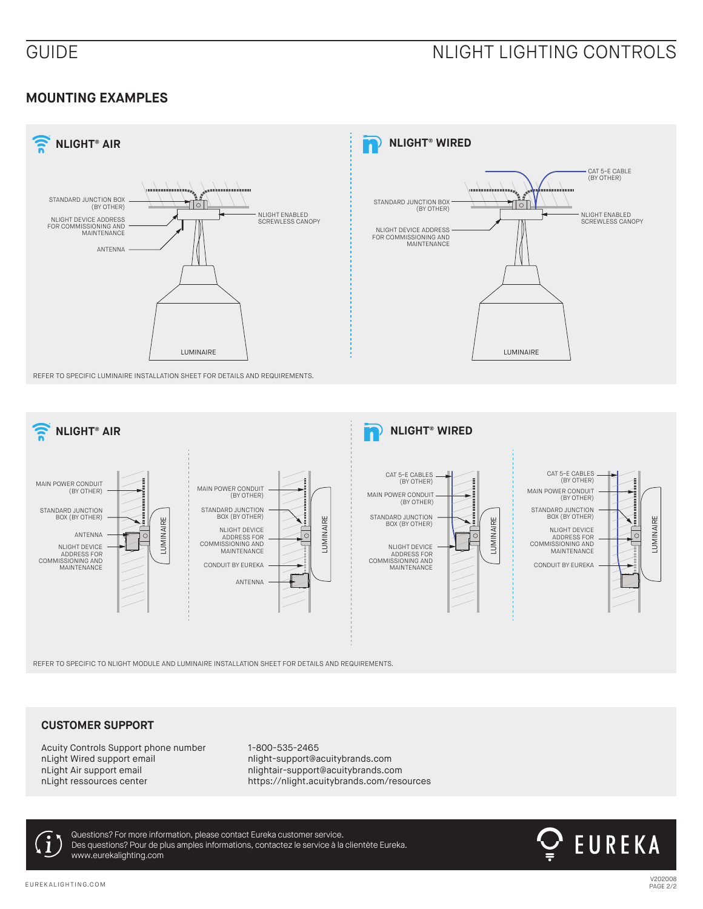# MOUNTING EXAMPLES

## NLIGHT® AIR

STANDARD JUNCTION BOX (BY OTHER)

NLIGHT DEVICE ADDRESS FOR COMMISSIONING AND MAINTENANCE

ANTENNA

NLIGHT ENABLED SCREWLESS CANOPY

LUMINAIRE

## NLIGHT® WIRED

CAT 5-E CABLE (BY OTHER)

STANDARD JUNCTION BOX (BY OTHER)

NLIGHT DEVICE ADDRESS FOR COMMISSIONING AND MAINTENANCE

NLIGHT ENABLED SCREWLESS CANOPY

LUMINAIRE

REFER TO SPECIFIC LUMINAIRE INSTALLATION SHEET FOR DETAILS AND REQUIREMENTS.

## NLIGHT® AIR

MAIN POWER CONDUIT (BY OTHER)

STANDARD JUNCTION BOX (BY OTHER)

ANTENNA

NLIGHT DEVICE ADDRESS FOR COMMISSIONING AND MAINTENANCE

LUMINAIRE

MAIN POWER CONDUIT (BY OTHER)

STANDARD JUNCTION BOX (BY OTHER)

NLIGHT DEVICE ADDRESS FOR COMMISSIONING AND MAINTENANCE

CONDUIT BY EUREKA

ANTENNA

LUMINAIRE

## NLIGHT® WIRED

CAT 5-E CABLES (BY OTHER)

MAIN POWER CONDUIT (BY OTHER)

STANDARD JUNCTION BOX (BY OTHER)

NLIGHT DEVICE ADDRESS FOR COMMISSIONING AND MAINTENANCE

LUMINAIRE

CAT 5-E CABLES (BY OTHER)

MAIN POWER CONDUIT (BY OTHER)

STANDARD JUNCTION BOX (BY OTHER)

NLIGHT DEVICE ADDRESS FOR COMMISSIONING AND MAINTENANCE

CONDUIT BY EUREKA

LUMINAIRE

REFER TO SPECIFIC TO NLIGHT MODULE AND LUMINAIRE INSTALLATION SHEET FOR DETAILS AND REQUIREMENTS.

## CUSTOMER SUPPORT

| | |
|---|---|
| Acuity Controls Support phone number | 1-800-535-2465 |
| nLight Wired support email | nlight-support@acuitybrands.com |
| nLight Air support email | nlightair-support@acuitybrands.com |
| nLight ressources center | https://nlight.acuitybrands.com/resources |

Questions? For more information, please contact Eureka customer service.
Des questions? Pour de plus amples informations, contactez le service à la clientète Eureka.
www.eurekalighting.com

EUREKA

V202008